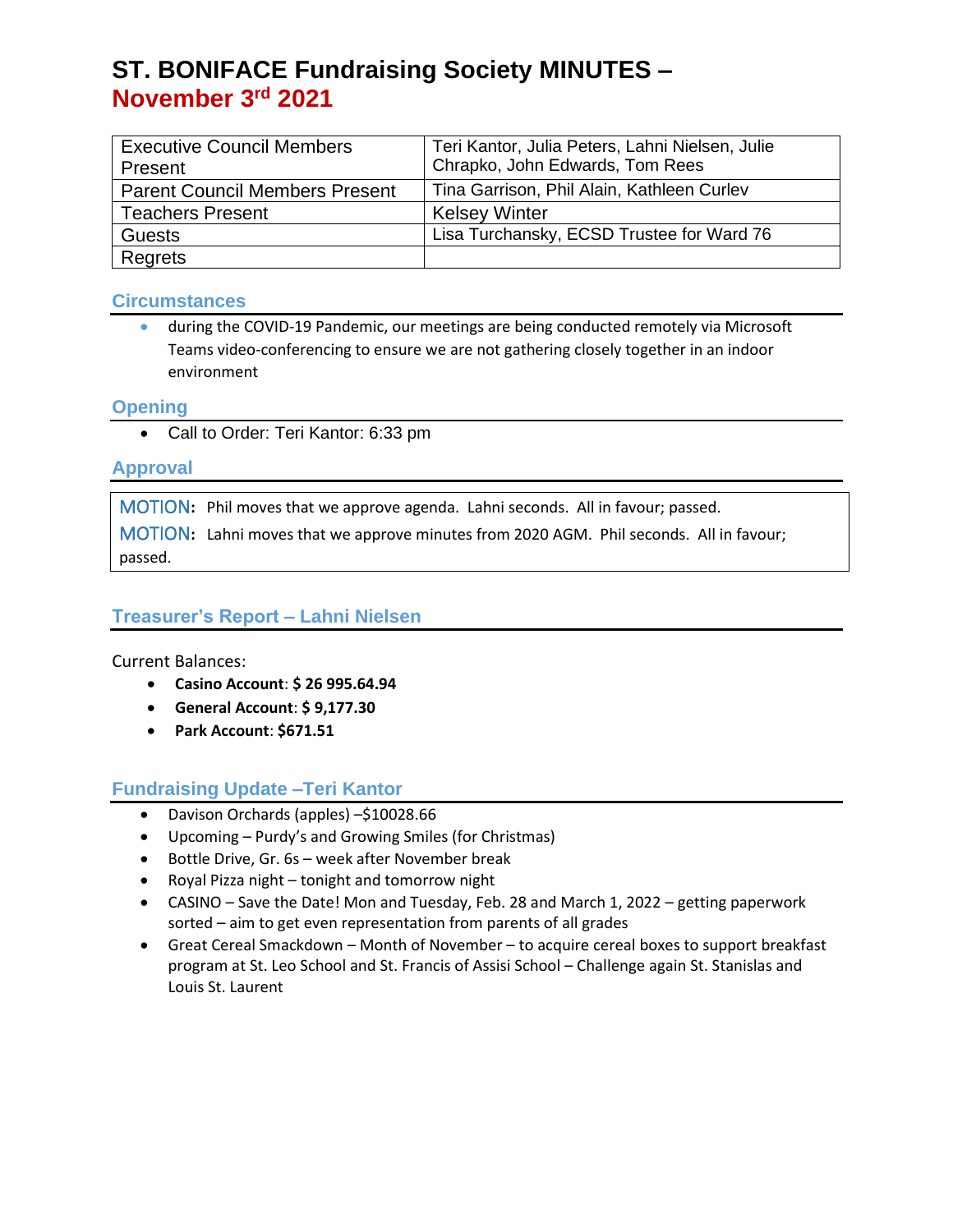# ST. BONIFACE Fundraising Society MINUTES – November 3rd 2021

| Executive Council Members Present | Teri Kantor, Julia Peters, Lahni Nielsen, Julie Chrapko, John Edwards, Tom Rees |
| --- | --- |
| Parent Council Members Present | Tina Garrison, Phil Alain, Kathleen Curlev |
| Teachers Present | Kelsey Winter |
| Guests | Lisa Turchansky, ECSD Trustee for Ward 76 |
| Regrets | |

## Circumstances

- during the COVID-19 Pandemic, our meetings are being conducted remotely via Microsoft Teams video-conferencing to ensure we are not gathering closely together in an indoor environment

## Opening

- Call to Order: Teri Kantor: 6:33 pm

## Approval

**MOTION:** Phil moves that we approve agenda. Lahni seconds. All in favour; passed.

**MOTION:** Lahni moves that we approve minutes from 2020 AGM. Phil seconds. All in favour; passed.

## Treasurer's Report – Lahni Nielsen

Current Balances:

- **Casino Account**: **$ 26 995.64.94**
- **General Account**: **$ 9,177.30**
- **Park Account**: **$671.51**

## Fundraising Update –Teri Kantor

- Davison Orchards (apples) –$10028.66
- Upcoming – Purdy's and Growing Smiles (for Christmas)
- Bottle Drive, Gr. 6s – week after November break
- Royal Pizza night – tonight and tomorrow night
- CASINO – Save the Date! Mon and Tuesday, Feb. 28 and March 1, 2022 – getting paperwork sorted – aim to get even representation from parents of all grades
- Great Cereal Smackdown – Month of November – to acquire cereal boxes to support breakfast program at St. Leo School and St. Francis of Assisi School – Challenge again St. Stanislas and Louis St. Laurent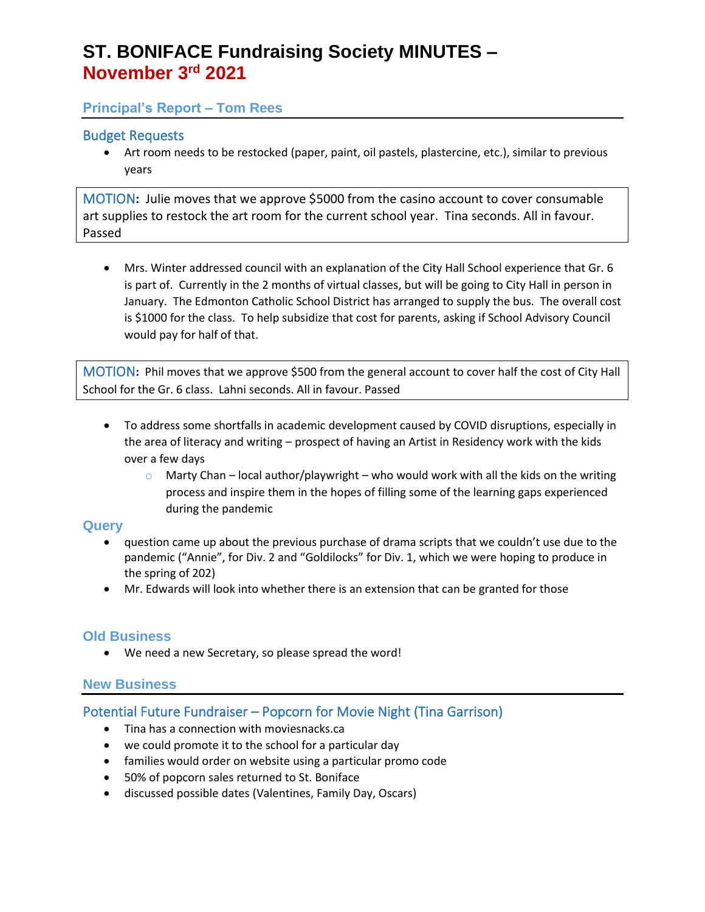# ST. BONIFACE Fundraising Society MINUTES – November 3rd 2021

## Principal's Report – Tom Rees

### Budget Requests

- Art room needs to be restocked (paper, paint, oil pastels, plastercine, etc.), similar to previous years

**MOTION:** Julie moves that we approve $5000 from the casino account to cover consumable art supplies to restock the art room for the current school year. Tina seconds. All in favour. Passed

- Mrs. Winter addressed council with an explanation of the City Hall School experience that Gr. 6 is part of. Currently in the 2 months of virtual classes, but will be going to City Hall in person in January. The Edmonton Catholic School District has arranged to supply the bus. The overall cost is $1000 for the class. To help subsidize that cost for parents, asking if School Advisory Council would pay for half of that.

**MOTION:** Phil moves that we approve $500 from the general account to cover half the cost of City Hall School for the Gr. 6 class. Lahni seconds. All in favour. Passed

- To address some shortfalls in academic development caused by COVID disruptions, especially in the area of literacy and writing – prospect of having an Artist in Residency work with the kids over a few days
    - Marty Chan – local author/playwright – who would work with all the kids on the writing process and inspire them in the hopes of filling some of the learning gaps experienced during the pandemic

### Query

- question came up about the previous purchase of drama scripts that we couldn't use due to the pandemic ("Annie", for Div. 2 and "Goldilocks" for Div. 1, which we were hoping to produce in the spring of 202)
- Mr. Edwards will look into whether there is an extension that can be granted for those

## Old Business

- We need a new Secretary, so please spread the word!

## New Business

### Potential Future Fundraiser – Popcorn for Movie Night (Tina Garrison)

- Tina has a connection with moviesnacks.ca
- we could promote it to the school for a particular day
- families would order on website using a particular promo code
- 50% of popcorn sales returned to St. Boniface
- discussed possible dates (Valentines, Family Day, Oscars)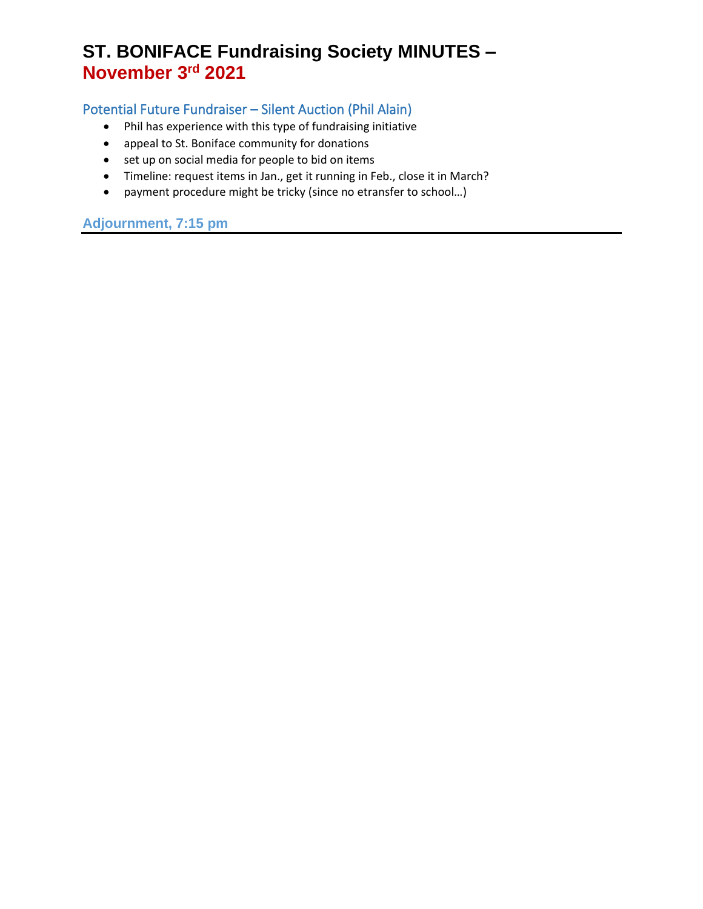# ST. BONIFACE Fundraising Society MINUTES – November 3rd 2021

## Potential Future Fundraiser – Silent Auction (Phil Alain)

- Phil has experience with this type of fundraising initiative
- appeal to St. Boniface community for donations
- set up on social media for people to bid on items
- Timeline: request items in Jan., get it running in Feb., close it in March?
- payment procedure might be tricky (since no etransfer to school…)

## Adjournment, 7:15 pm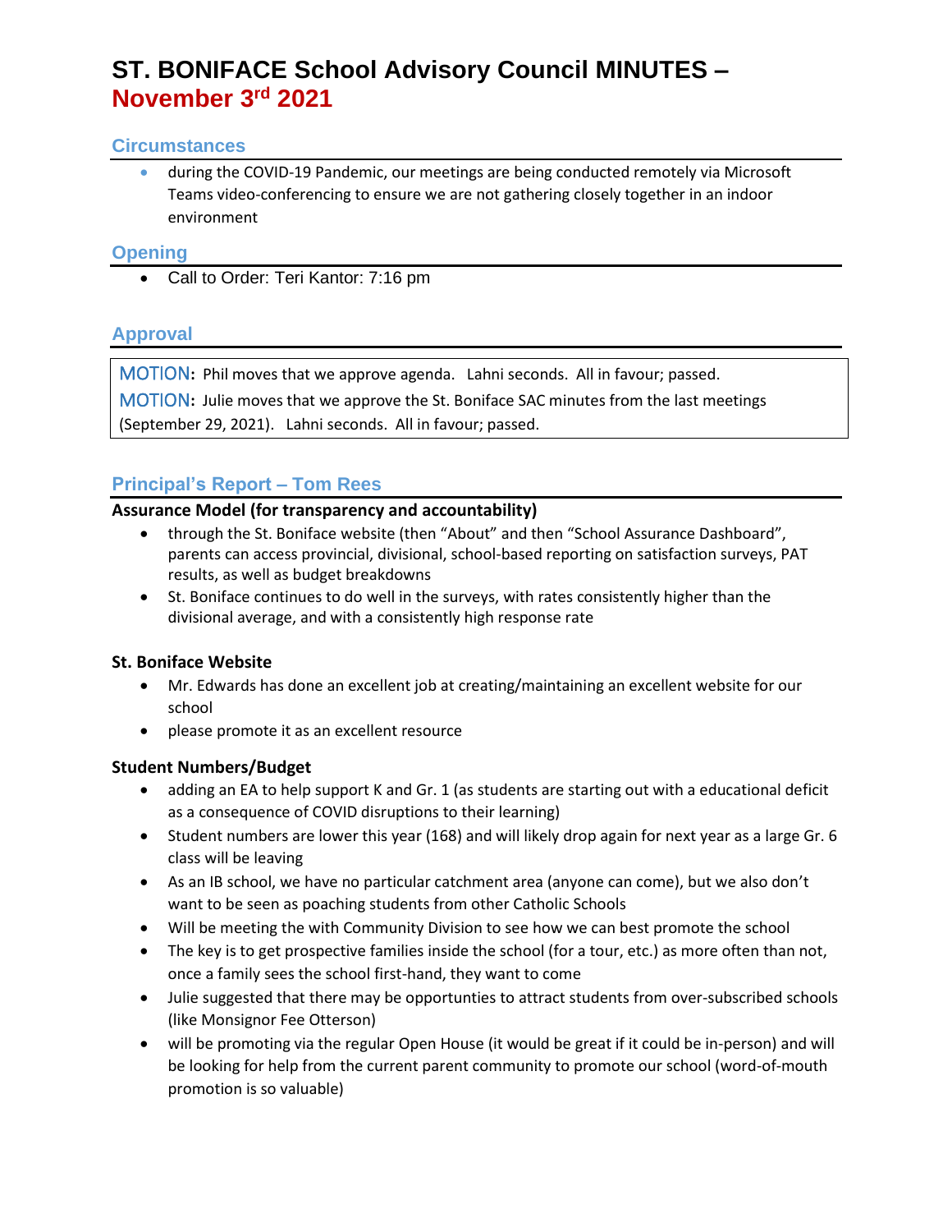# ST. BONIFACE School Advisory Council MINUTES – November 3rd 2021

## Circumstances

- during the COVID-19 Pandemic, our meetings are being conducted remotely via Microsoft Teams video-conferencing to ensure we are not gathering closely together in an indoor environment

## Opening

- Call to Order: Teri Kantor: 7:16 pm

## Approval

MOTION: Phil moves that we approve agenda. Lahni seconds. All in favour; passed.

MOTION: Julie moves that we approve the St. Boniface SAC minutes from the last meetings (September 29, 2021). Lahni seconds. All in favour; passed.

## Principal's Report – Tom Rees

### Assurance Model (for transparency and accountability)

- through the St. Boniface website (then "About" and then "School Assurance Dashboard", parents can access provincial, divisional, school-based reporting on satisfaction surveys, PAT results, as well as budget breakdowns
- St. Boniface continues to do well in the surveys, with rates consistently higher than the divisional average, and with a consistently high response rate

### St. Boniface Website

- Mr. Edwards has done an excellent job at creating/maintaining an excellent website for our school
- please promote it as an excellent resource

### Student Numbers/Budget

- adding an EA to help support K and Gr. 1 (as students are starting out with a educational deficit as a consequence of COVID disruptions to their learning)
- Student numbers are lower this year (168) and will likely drop again for next year as a large Gr. 6 class will be leaving
- As an IB school, we have no particular catchment area (anyone can come), but we also don't want to be seen as poaching students from other Catholic Schools
- Will be meeting the with Community Division to see how we can best promote the school
- The key is to get prospective families inside the school (for a tour, etc.) as more often than not, once a family sees the school first-hand, they want to come
- Julie suggested that there may be opportunties to attract students from over-subscribed schools (like Monsignor Fee Otterson)
- will be promoting via the regular Open House (it would be great if it could be in-person) and will be looking for help from the current parent community to promote our school (word-of-mouth promotion is so valuable)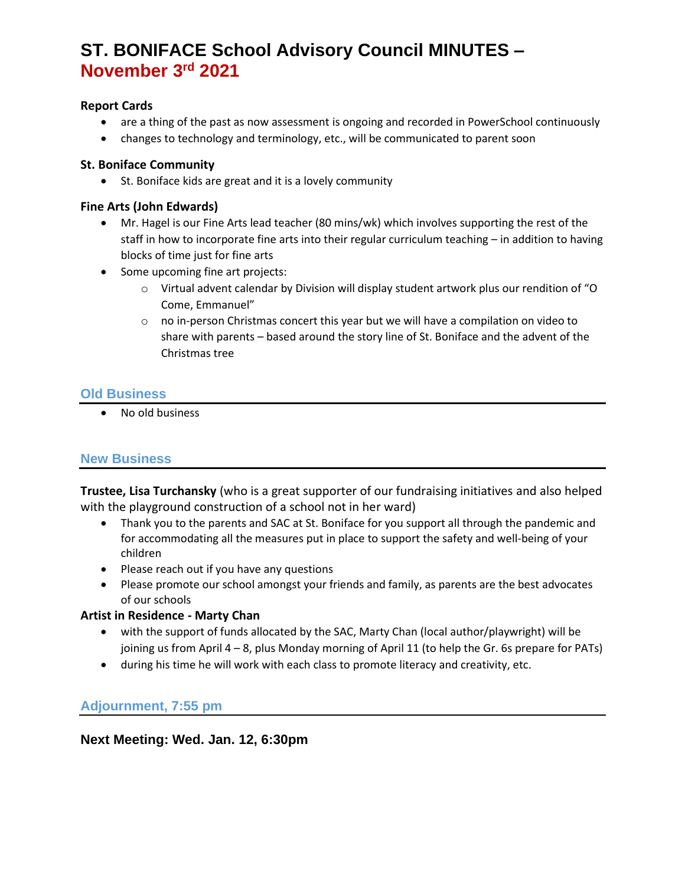# ST. BONIFACE School Advisory Council MINUTES – November 3rd 2021

**Report Cards**

- are a thing of the past as now assessment is ongoing and recorded in PowerSchool continuously
- changes to technology and terminology, etc., will be communicated to parent soon

**St. Boniface Community**

- St. Boniface kids are great and it is a lovely community

**Fine Arts (John Edwards)**

- Mr. Hagel is our Fine Arts lead teacher (80 mins/wk) which involves supporting the rest of the staff in how to incorporate fine arts into their regular curriculum teaching – in addition to having blocks of time just for fine arts
- Some upcoming fine art projects:
  - Virtual advent calendar by Division will display student artwork plus our rendition of "O Come, Emmanuel"
  - no in-person Christmas concert this year but we will have a compilation on video to share with parents – based around the story line of St. Boniface and the advent of the Christmas tree

## Old Business

- No old business

## New Business

**Trustee, Lisa Turchansky** (who is a great supporter of our fundraising initiatives and also helped with the playground construction of a school not in her ward)

- Thank you to the parents and SAC at St. Boniface for you support all through the pandemic and for accommodating all the measures put in place to support the safety and well-being of your children
- Please reach out if you have any questions
- Please promote our school amongst your friends and family, as parents are the best advocates of our schools

**Artist in Residence - Marty Chan**

- with the support of funds allocated by the SAC, Marty Chan (local author/playwright) will be joining us from April 4 – 8, plus Monday morning of April 11 (to help the Gr. 6s prepare for PATs)
- during his time he will work with each class to promote literacy and creativity, etc.

## Adjournment, 7:55 pm

### Next Meeting: Wed. Jan. 12, 6:30pm